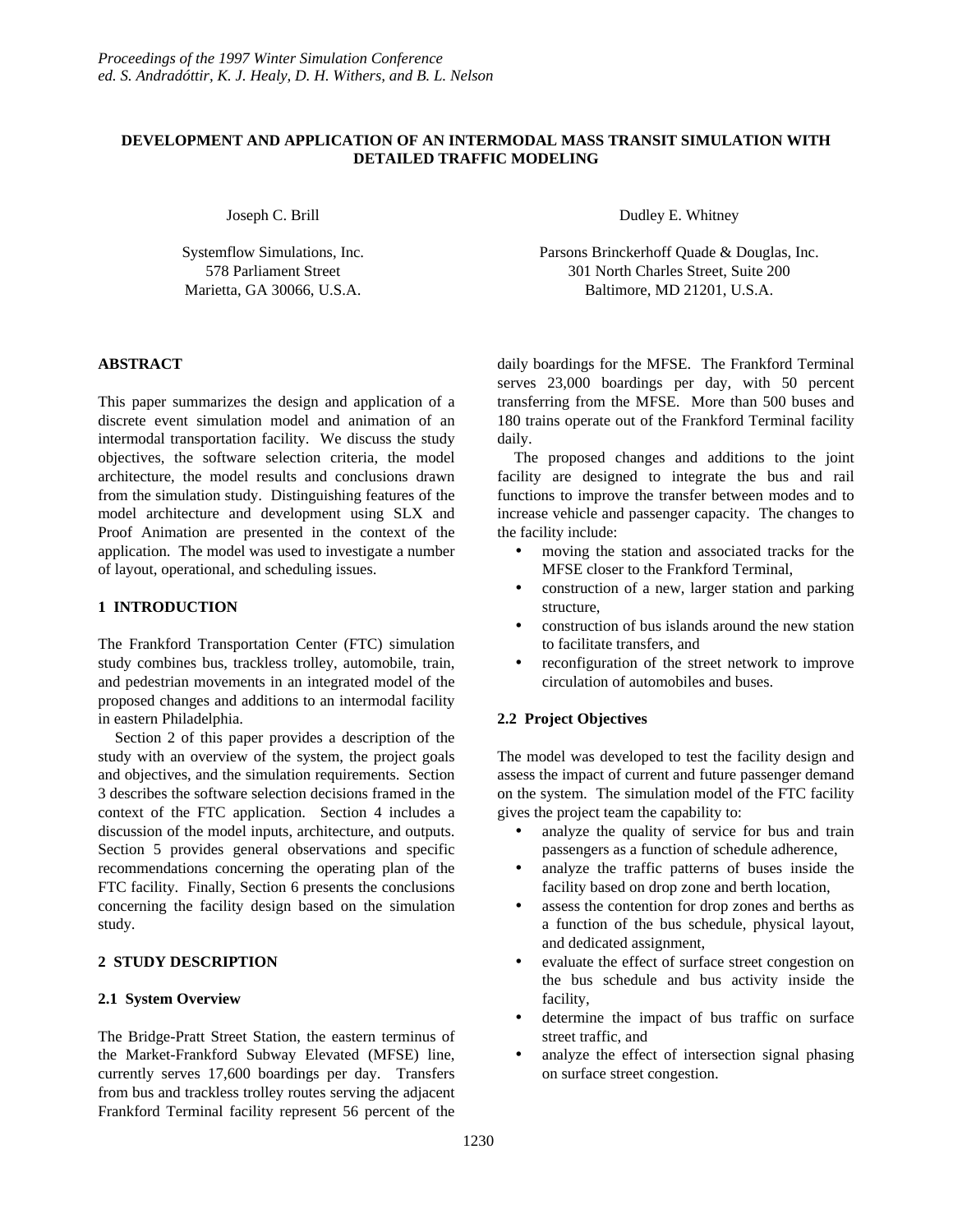# DEVELOPMENT AND APPLICATION OF AN INTERMODAL MASS TRANSIT SIMULATION WITH DETAILED TRAFFIC MODELING

Joseph C. Brill

Systemflow Simulations, Inc.
578 Parliament Street
Marietta, GA 30066, U.S.A.

Dudley E. Whitney

Parsons Brinckerhoff Quade & Douglas, Inc.
301 North Charles Street, Suite 200
Baltimore, MD 21201, U.S.A.

## ABSTRACT

This paper summarizes the design and application of a discrete event simulation model and animation of an intermodal transportation facility. We discuss the study objectives, the software selection criteria, the model architecture, the model results and conclusions drawn from the simulation study. Distinguishing features of the model architecture and development using SLX and Proof Animation are presented in the context of the application. The model was used to investigate a number of layout, operational, and scheduling issues.

## 1 INTRODUCTION

The Frankford Transportation Center (FTC) simulation study combines bus, trackless trolley, automobile, train, and pedestrian movements in an integrated model of the proposed changes and additions to an intermodal facility in eastern Philadelphia.

Section 2 of this paper provides a description of the study with an overview of the system, the project goals and objectives, and the simulation requirements. Section 3 describes the software selection decisions framed in the context of the FTC application. Section 4 includes a discussion of the model inputs, architecture, and outputs. Section 5 provides general observations and specific recommendations concerning the operating plan of the FTC facility. Finally, Section 6 presents the conclusions concerning the facility design based on the simulation study.

## 2 STUDY DESCRIPTION

### 2.1 System Overview

The Bridge-Pratt Street Station, the eastern terminus of the Market-Frankford Subway Elevated (MFSE) line, currently serves 17,600 boardings per day. Transfers from bus and trackless trolley routes serving the adjacent Frankford Terminal facility represent 56 percent of the daily boardings for the MFSE. The Frankford Terminal serves 23,000 boardings per day, with 50 percent transferring from the MFSE. More than 500 buses and 180 trains operate out of the Frankford Terminal facility daily.

The proposed changes and additions to the joint facility are designed to integrate the bus and rail functions to improve the transfer between modes and to increase vehicle and passenger capacity. The changes to the facility include:

- moving the station and associated tracks for the MFSE closer to the Frankford Terminal,
- construction of a new, larger station and parking structure,
- construction of bus islands around the new station to facilitate transfers, and
- reconfiguration of the street network to improve circulation of automobiles and buses.

### 2.2 Project Objectives

The model was developed to test the facility design and assess the impact of current and future passenger demand on the system. The simulation model of the FTC facility gives the project team the capability to:

- analyze the quality of service for bus and train passengers as a function of schedule adherence,
- analyze the traffic patterns of buses inside the facility based on drop zone and berth location,
- assess the contention for drop zones and berths as a function of the bus schedule, physical layout, and dedicated assignment,
- evaluate the effect of surface street congestion on the bus schedule and bus activity inside the facility,
- determine the impact of bus traffic on surface street traffic, and
- analyze the effect of intersection signal phasing on surface street congestion.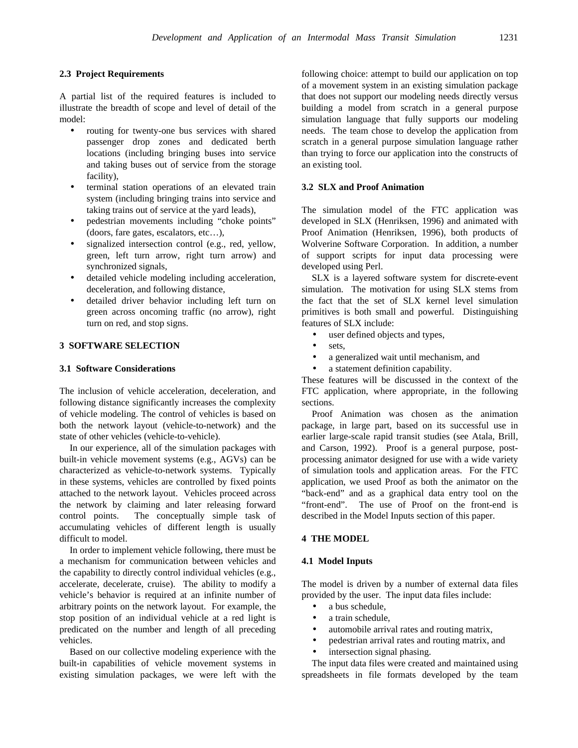### 2.3 Project Requirements

A partial list of the required features is included to illustrate the breadth of scope and level of detail of the model:

- routing for twenty-one bus services with shared passenger drop zones and dedicated berth locations (including bringing buses into service and taking buses out of service from the storage facility),
- terminal station operations of an elevated train system (including bringing trains into service and taking trains out of service at the yard leads),
- pedestrian movements including "choke points" (doors, fare gates, escalators, etc…),
- signalized intersection control (e.g., red, yellow, green, left turn arrow, right turn arrow) and synchronized signals,
- detailed vehicle modeling including acceleration, deceleration, and following distance,
- detailed driver behavior including left turn on green across oncoming traffic (no arrow), right turn on red, and stop signs.

## 3 SOFTWARE SELECTION

### 3.1 Software Considerations

The inclusion of vehicle acceleration, deceleration, and following distance significantly increases the complexity of vehicle modeling. The control of vehicles is based on both the network layout (vehicle-to-network) and the state of other vehicles (vehicle-to-vehicle).

In our experience, all of the simulation packages with built-in vehicle movement systems (e.g., AGVs) can be characterized as vehicle-to-network systems. Typically in these systems, vehicles are controlled by fixed points attached to the network layout. Vehicles proceed across the network by claiming and later releasing forward control points. The conceptually simple task of accumulating vehicles of different length is usually difficult to model.

In order to implement vehicle following, there must be a mechanism for communication between vehicles and the capability to directly control individual vehicles (e.g., accelerate, decelerate, cruise). The ability to modify a vehicle's behavior is required at an infinite number of arbitrary points on the network layout. For example, the stop position of an individual vehicle at a red light is predicated on the number and length of all preceding vehicles.

Based on our collective modeling experience with the built-in capabilities of vehicle movement systems in existing simulation packages, we were left with the following choice: attempt to build our application on top of a movement system in an existing simulation package that does not support our modeling needs directly versus building a model from scratch in a general purpose simulation language that fully supports our modeling needs. The team chose to develop the application from scratch in a general purpose simulation language rather than trying to force our application into the constructs of an existing tool.

### 3.2 SLX and Proof Animation

The simulation model of the FTC application was developed in SLX (Henriksen, 1996) and animated with Proof Animation (Henriksen, 1996), both products of Wolverine Software Corporation. In addition, a number of support scripts for input data processing were developed using Perl.

SLX is a layered software system for discrete-event simulation. The motivation for using SLX stems from the fact that the set of SLX kernel level simulation primitives is both small and powerful. Distinguishing features of SLX include:

- user defined objects and types,
- sets,
- a generalized wait until mechanism, and
- a statement definition capability.

These features will be discussed in the context of the FTC application, where appropriate, in the following sections.

Proof Animation was chosen as the animation package, in large part, based on its successful use in earlier large-scale rapid transit studies (see Atala, Brill, and Carson, 1992). Proof is a general purpose, post-processing animator designed for use with a wide variety of simulation tools and application areas. For the FTC application, we used Proof as both the animator on the "back-end" and as a graphical data entry tool on the "front-end". The use of Proof on the front-end is described in the Model Inputs section of this paper.

## 4 THE MODEL

### 4.1 Model Inputs

The model is driven by a number of external data files provided by the user. The input data files include:

- a bus schedule,
- a train schedule,
- automobile arrival rates and routing matrix,
- pedestrian arrival rates and routing matrix, and
- intersection signal phasing.

The input data files were created and maintained using spreadsheets in file formats developed by the team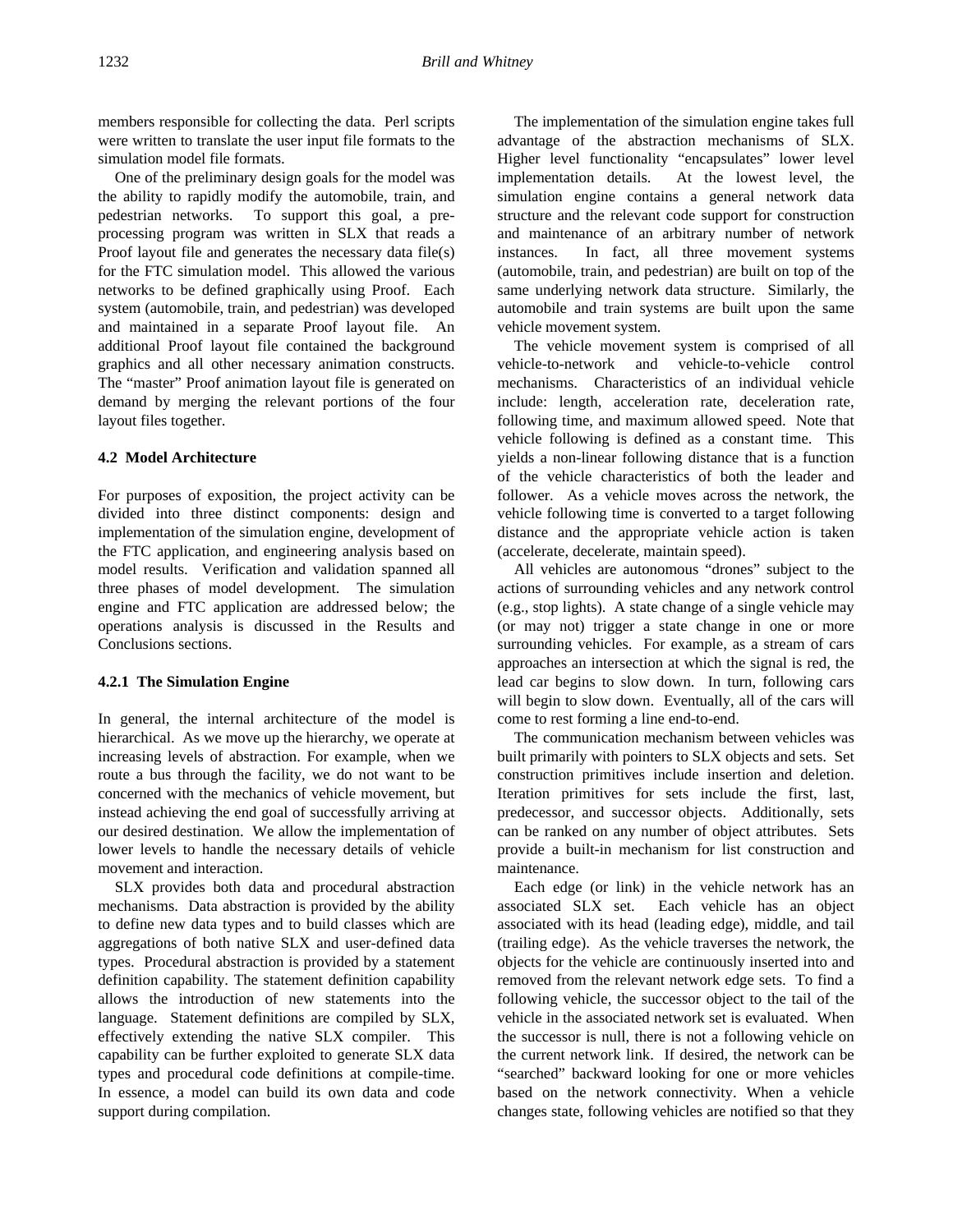members responsible for collecting the data. Perl scripts were written to translate the user input file formats to the simulation model file formats.

One of the preliminary design goals for the model was the ability to rapidly modify the automobile, train, and pedestrian networks. To support this goal, a pre-processing program was written in SLX that reads a Proof layout file and generates the necessary data file(s) for the FTC simulation model. This allowed the various networks to be defined graphically using Proof. Each system (automobile, train, and pedestrian) was developed and maintained in a separate Proof layout file. An additional Proof layout file contained the background graphics and all other necessary animation constructs. The "master" Proof animation layout file is generated on demand by merging the relevant portions of the four layout files together.

### 4.2 Model Architecture

For purposes of exposition, the project activity can be divided into three distinct components: design and implementation of the simulation engine, development of the FTC application, and engineering analysis based on model results. Verification and validation spanned all three phases of model development. The simulation engine and FTC application are addressed below; the operations analysis is discussed in the Results and Conclusions sections.

#### 4.2.1 The Simulation Engine

In general, the internal architecture of the model is hierarchical. As we move up the hierarchy, we operate at increasing levels of abstraction. For example, when we route a bus through the facility, we do not want to be concerned with the mechanics of vehicle movement, but instead achieving the end goal of successfully arriving at our desired destination. We allow the implementation of lower levels to handle the necessary details of vehicle movement and interaction.

SLX provides both data and procedural abstraction mechanisms. Data abstraction is provided by the ability to define new data types and to build classes which are aggregations of both native SLX and user-defined data types. Procedural abstraction is provided by a statement definition capability. The statement definition capability allows the introduction of new statements into the language. Statement definitions are compiled by SLX, effectively extending the native SLX compiler. This capability can be further exploited to generate SLX data types and procedural code definitions at compile-time. In essence, a model can build its own data and code support during compilation.

The implementation of the simulation engine takes full advantage of the abstraction mechanisms of SLX. Higher level functionality "encapsulates" lower level implementation details. At the lowest level, the simulation engine contains a general network data structure and the relevant code support for construction and maintenance of an arbitrary number of network instances. In fact, all three movement systems (automobile, train, and pedestrian) are built on top of the same underlying network data structure. Similarly, the automobile and train systems are built upon the same vehicle movement system.

The vehicle movement system is comprised of all vehicle-to-network and vehicle-to-vehicle control mechanisms. Characteristics of an individual vehicle include: length, acceleration rate, deceleration rate, following time, and maximum allowed speed. Note that vehicle following is defined as a constant time. This yields a non-linear following distance that is a function of the vehicle characteristics of both the leader and follower. As a vehicle moves across the network, the vehicle following time is converted to a target following distance and the appropriate vehicle action is taken (accelerate, decelerate, maintain speed).

All vehicles are autonomous "drones" subject to the actions of surrounding vehicles and any network control (e.g., stop lights). A state change of a single vehicle may (or may not) trigger a state change in one or more surrounding vehicles. For example, as a stream of cars approaches an intersection at which the signal is red, the lead car begins to slow down. In turn, following cars will begin to slow down. Eventually, all of the cars will come to rest forming a line end-to-end.

The communication mechanism between vehicles was built primarily with pointers to SLX objects and sets. Set construction primitives include insertion and deletion. Iteration primitives for sets include the first, last, predecessor, and successor objects. Additionally, sets can be ranked on any number of object attributes. Sets provide a built-in mechanism for list construction and maintenance.

Each edge (or link) in the vehicle network has an associated SLX set. Each vehicle has an object associated with its head (leading edge), middle, and tail (trailing edge). As the vehicle traverses the network, the objects for the vehicle are continuously inserted into and removed from the relevant network edge sets. To find a following vehicle, the successor object to the tail of the vehicle in the associated network set is evaluated. When the successor is null, there is not a following vehicle on the current network link. If desired, the network can be "searched" backward looking for one or more vehicles based on the network connectivity. When a vehicle changes state, following vehicles are notified so that they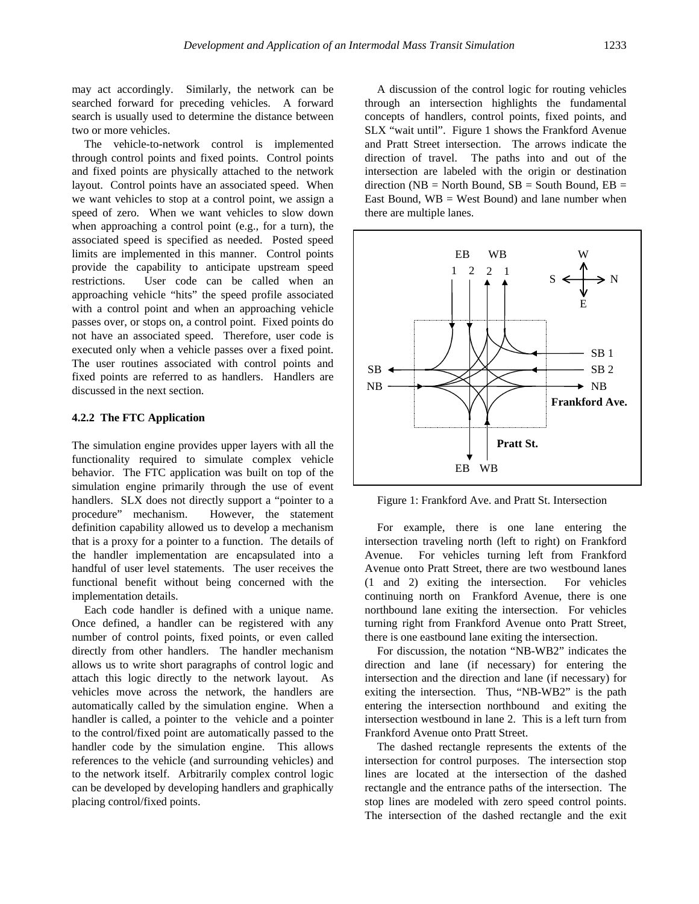may act accordingly. Similarly, the network can be searched forward for preceding vehicles. A forward search is usually used to determine the distance between two or more vehicles.

The vehicle-to-network control is implemented through control points and fixed points. Control points and fixed points are physically attached to the network layout. Control points have an associated speed. When we want vehicles to stop at a control point, we assign a speed of zero. When we want vehicles to slow down when approaching a control point (e.g., for a turn), the associated speed is specified as needed. Posted speed limits are implemented in this manner. Control points provide the capability to anticipate upstream speed restrictions. User code can be called when an approaching vehicle "hits" the speed profile associated with a control point and when an approaching vehicle passes over, or stops on, a control point. Fixed points do not have an associated speed. Therefore, user code is executed only when a vehicle passes over a fixed point. The user routines associated with control points and fixed points are referred to as handlers. Handlers are discussed in the next section.

### 4.2.2 The FTC Application

The simulation engine provides upper layers with all the functionality required to simulate complex vehicle behavior. The FTC application was built on top of the simulation engine primarily through the use of event handlers. SLX does not directly support a "pointer to a procedure" mechanism. However, the statement definition capability allowed us to develop a mechanism that is a proxy for a pointer to a function. The details of the handler implementation are encapsulated into a handful of user level statements. The user receives the functional benefit without being concerned with the implementation details.

Each code handler is defined with a unique name. Once defined, a handler can be registered with any number of control points, fixed points, or even called directly from other handlers. The handler mechanism allows us to write short paragraphs of control logic and attach this logic directly to the network layout. As vehicles move across the network, the handlers are automatically called by the simulation engine. When a handler is called, a pointer to the vehicle and a pointer to the control/fixed point are automatically passed to the handler code by the simulation engine. This allows references to the vehicle (and surrounding vehicles) and to the network itself. Arbitrarily complex control logic can be developed by developing handlers and graphically placing control/fixed points.

A discussion of the control logic for routing vehicles through an intersection highlights the fundamental concepts of handlers, control points, fixed points, and SLX "wait until". Figure 1 shows the Frankford Avenue and Pratt Street intersection. The arrows indicate the direction of travel. The paths into and out of the intersection are labeled with the origin or destination direction (NB = North Bound, SB = South Bound, EB = East Bound, WB = West Bound) and lane number when there are multiple lanes.

Figure 1: Frankford Ave. and Pratt St. Intersection

For example, there is one lane entering the intersection traveling north (left to right) on Frankford Avenue. For vehicles turning left from Frankford Avenue onto Pratt Street, there are two westbound lanes (1 and 2) exiting the intersection. For vehicles continuing north on Frankford Avenue, there is one northbound lane exiting the intersection. For vehicles turning right from Frankford Avenue onto Pratt Street, there is one eastbound lane exiting the intersection.

For discussion, the notation "NB-WB2" indicates the direction and lane (if necessary) for entering the intersection and the direction and lane (if necessary) for exiting the intersection. Thus, "NB-WB2" is the path entering the intersection northbound and exiting the intersection westbound in lane 2. This is a left turn from Frankford Avenue onto Pratt Street.

The dashed rectangle represents the extents of the intersection for control purposes. The intersection stop lines are located at the intersection of the dashed rectangle and the entrance paths of the intersection. The stop lines are modeled with zero speed control points. The intersection of the dashed rectangle and the exit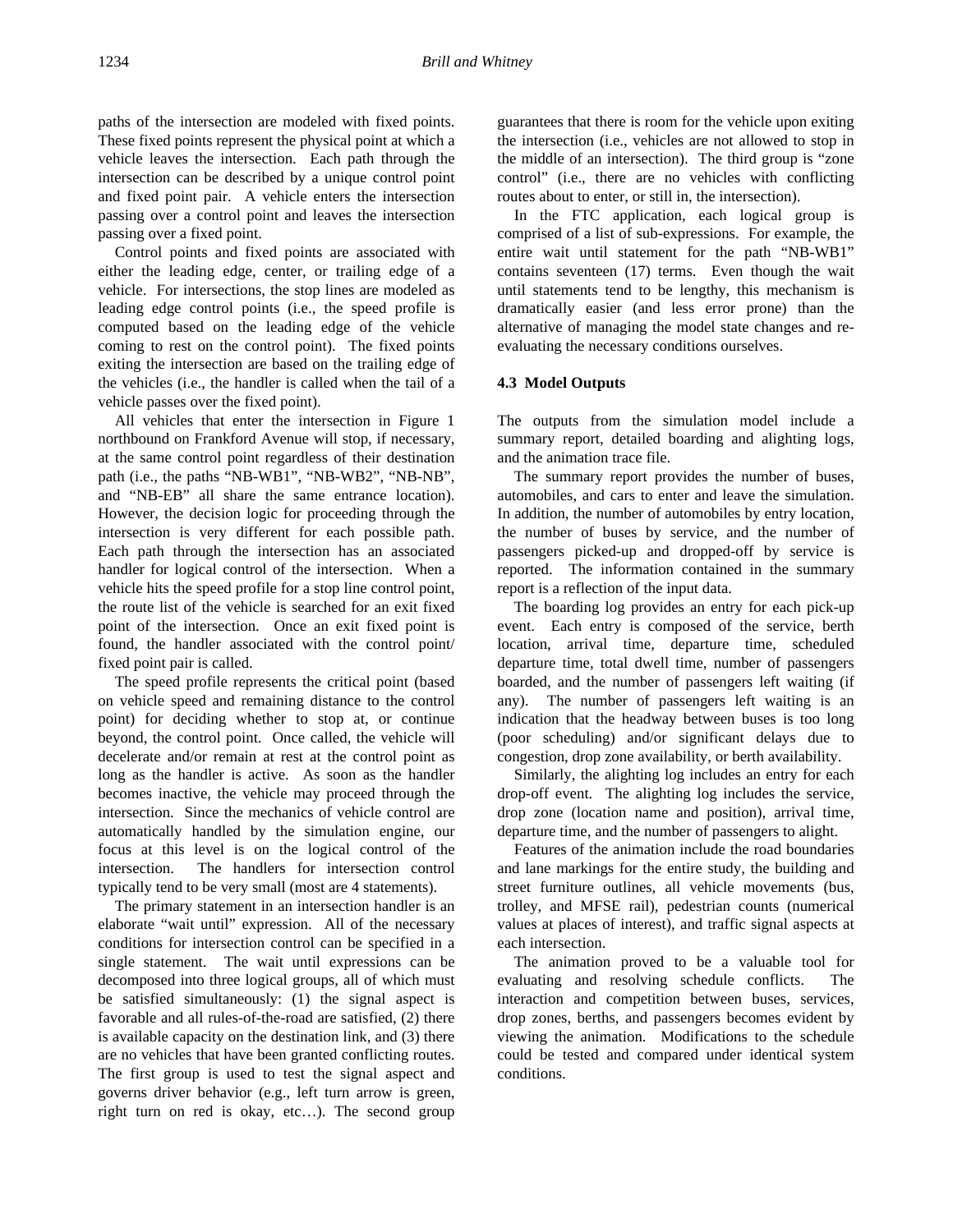paths of the intersection are modeled with fixed points. These fixed points represent the physical point at which a vehicle leaves the intersection. Each path through the intersection can be described by a unique control point and fixed point pair. A vehicle enters the intersection passing over a control point and leaves the intersection passing over a fixed point.

Control points and fixed points are associated with either the leading edge, center, or trailing edge of a vehicle. For intersections, the stop lines are modeled as leading edge control points (i.e., the speed profile is computed based on the leading edge of the vehicle coming to rest on the control point). The fixed points exiting the intersection are based on the trailing edge of the vehicles (i.e., the handler is called when the tail of a vehicle passes over the fixed point).

All vehicles that enter the intersection in Figure 1 northbound on Frankford Avenue will stop, if necessary, at the same control point regardless of their destination path (i.e., the paths "NB-WB1", "NB-WB2", "NB-NB", and "NB-EB" all share the same entrance location). However, the decision logic for proceeding through the intersection is very different for each possible path. Each path through the intersection has an associated handler for logical control of the intersection. When a vehicle hits the speed profile for a stop line control point, the route list of the vehicle is searched for an exit fixed point of the intersection. Once an exit fixed point is found, the handler associated with the control point/ fixed point pair is called.

The speed profile represents the critical point (based on vehicle speed and remaining distance to the control point) for deciding whether to stop at, or continue beyond, the control point. Once called, the vehicle will decelerate and/or remain at rest at the control point as long as the handler is active. As soon as the handler becomes inactive, the vehicle may proceed through the intersection. Since the mechanics of vehicle control are automatically handled by the simulation engine, our focus at this level is on the logical control of the intersection. The handlers for intersection control typically tend to be very small (most are 4 statements).

The primary statement in an intersection handler is an elaborate "wait until" expression. All of the necessary conditions for intersection control can be specified in a single statement. The wait until expressions can be decomposed into three logical groups, all of which must be satisfied simultaneously: (1) the signal aspect is favorable and all rules-of-the-road are satisfied, (2) there is available capacity on the destination link, and (3) there are no vehicles that have been granted conflicting routes. The first group is used to test the signal aspect and governs driver behavior (e.g., left turn arrow is green, right turn on red is okay, etc…). The second group guarantees that there is room for the vehicle upon exiting the intersection (i.e., vehicles are not allowed to stop in the middle of an intersection). The third group is "zone control" (i.e., there are no vehicles with conflicting routes about to enter, or still in, the intersection).

In the FTC application, each logical group is comprised of a list of sub-expressions. For example, the entire wait until statement for the path "NB-WB1" contains seventeen (17) terms. Even though the wait until statements tend to be lengthy, this mechanism is dramatically easier (and less error prone) than the alternative of managing the model state changes and re-evaluating the necessary conditions ourselves.

### 4.3 Model Outputs

The outputs from the simulation model include a summary report, detailed boarding and alighting logs, and the animation trace file.

The summary report provides the number of buses, automobiles, and cars to enter and leave the simulation. In addition, the number of automobiles by entry location, the number of buses by service, and the number of passengers picked-up and dropped-off by service is reported. The information contained in the summary report is a reflection of the input data.

The boarding log provides an entry for each pick-up event. Each entry is composed of the service, berth location, arrival time, departure time, scheduled departure time, total dwell time, number of passengers boarded, and the number of passengers left waiting (if any). The number of passengers left waiting is an indication that the headway between buses is too long (poor scheduling) and/or significant delays due to congestion, drop zone availability, or berth availability.

Similarly, the alighting log includes an entry for each drop-off event. The alighting log includes the service, drop zone (location name and position), arrival time, departure time, and the number of passengers to alight.

Features of the animation include the road boundaries and lane markings for the entire study, the building and street furniture outlines, all vehicle movements (bus, trolley, and MFSE rail), pedestrian counts (numerical values at places of interest), and traffic signal aspects at each intersection.

The animation proved to be a valuable tool for evaluating and resolving schedule conflicts. The interaction and competition between buses, services, drop zones, berths, and passengers becomes evident by viewing the animation. Modifications to the schedule could be tested and compared under identical system conditions.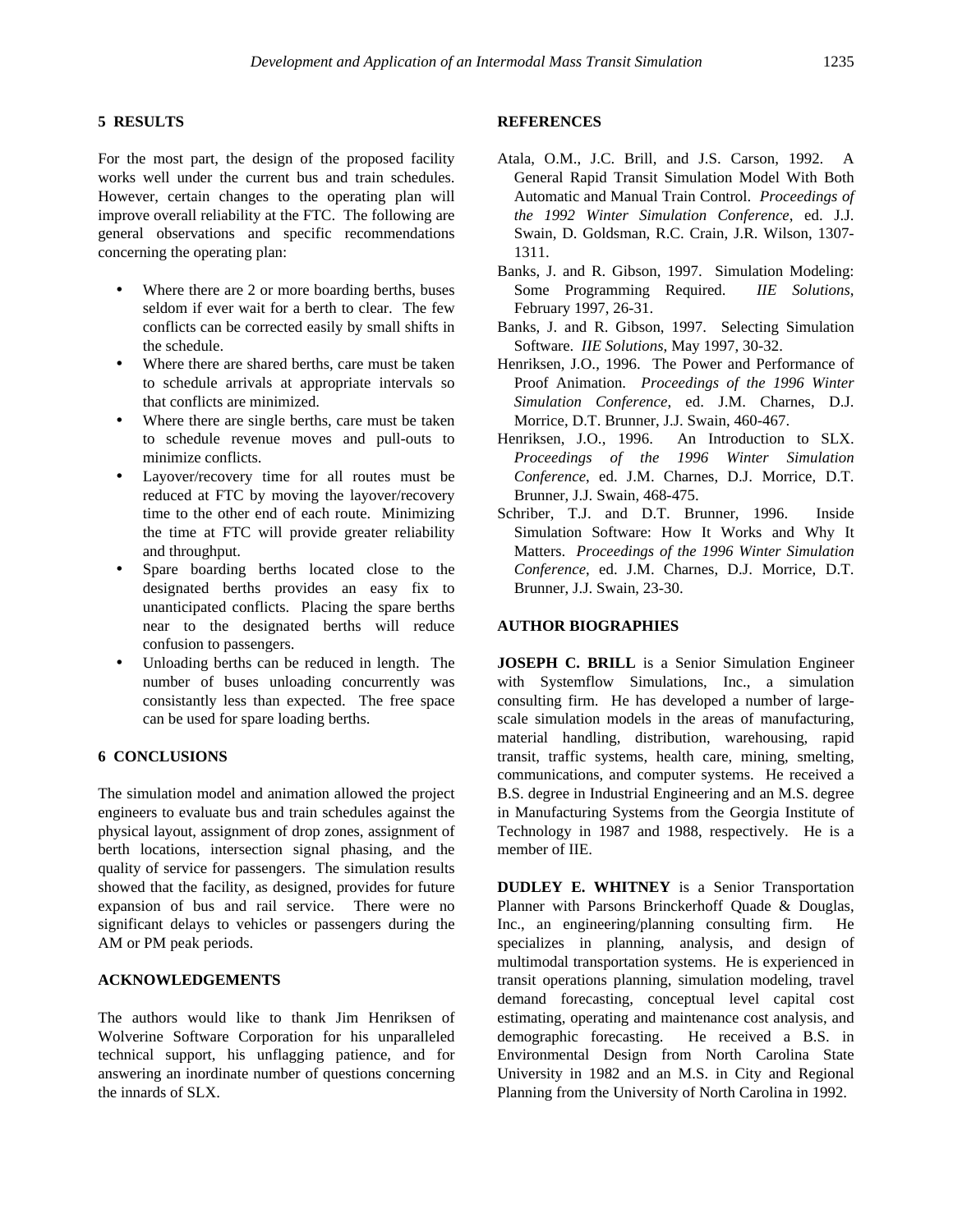## 5 RESULTS

For the most part, the design of the proposed facility works well under the current bus and train schedules. However, certain changes to the operating plan will improve overall reliability at the FTC. The following are general observations and specific recommendations concerning the operating plan:

- Where there are 2 or more boarding berths, buses seldom if ever wait for a berth to clear. The few conflicts can be corrected easily by small shifts in the schedule.
- Where there are shared berths, care must be taken to schedule arrivals at appropriate intervals so that conflicts are minimized.
- Where there are single berths, care must be taken to schedule revenue moves and pull-outs to minimize conflicts.
- Layover/recovery time for all routes must be reduced at FTC by moving the layover/recovery time to the other end of each route. Minimizing the time at FTC will provide greater reliability and throughput.
- Spare boarding berths located close to the designated berths provides an easy fix to unanticipated conflicts. Placing the spare berths near to the designated berths will reduce confusion to passengers.
- Unloading berths can be reduced in length. The number of buses unloading concurrently was consistantly less than expected. The free space can be used for spare loading berths.

## 6 CONCLUSIONS

The simulation model and animation allowed the project engineers to evaluate bus and train schedules against the physical layout, assignment of drop zones, assignment of berth locations, intersection signal phasing, and the quality of service for passengers. The simulation results showed that the facility, as designed, provides for future expansion of bus and rail service. There were no significant delays to vehicles or passengers during the AM or PM peak periods.

## ACKNOWLEDGEMENTS

The authors would like to thank Jim Henriksen of Wolverine Software Corporation for his unparalleled technical support, his unflagging patience, and for answering an inordinate number of questions concerning the innards of SLX.

## REFERENCES

Atala, O.M., J.C. Brill, and J.S. Carson, 1992. A General Rapid Transit Simulation Model With Both Automatic and Manual Train Control. *Proceedings of the 1992 Winter Simulation Conference*, ed. J.J. Swain, D. Goldsman, R.C. Crain, J.R. Wilson, 1307-1311.

Banks, J. and R. Gibson, 1997. Simulation Modeling: Some Programming Required. *IIE Solutions*, February 1997, 26-31.

Banks, J. and R. Gibson, 1997. Selecting Simulation Software. *IIE Solutions*, May 1997, 30-32.

Henriksen, J.O., 1996. The Power and Performance of Proof Animation. *Proceedings of the 1996 Winter Simulation Conference*, ed. J.M. Charnes, D.J. Morrice, D.T. Brunner, J.J. Swain, 460-467.

Henriksen, J.O., 1996. An Introduction to SLX. *Proceedings of the 1996 Winter Simulation Conference*, ed. J.M. Charnes, D.J. Morrice, D.T. Brunner, J.J. Swain, 468-475.

Schriber, T.J. and D.T. Brunner, 1996. Inside Simulation Software: How It Works and Why It Matters. *Proceedings of the 1996 Winter Simulation Conference*, ed. J.M. Charnes, D.J. Morrice, D.T. Brunner, J.J. Swain, 23-30.

## AUTHOR BIOGRAPHIES

**JOSEPH C. BRILL** is a Senior Simulation Engineer with Systemflow Simulations, Inc., a simulation consulting firm. He has developed a number of large-scale simulation models in the areas of manufacturing, material handling, distribution, warehousing, rapid transit, traffic systems, health care, mining, smelting, communications, and computer systems. He received a B.S. degree in Industrial Engineering and an M.S. degree in Manufacturing Systems from the Georgia Institute of Technology in 1987 and 1988, respectively. He is a member of IIE.

**DUDLEY E. WHITNEY** is a Senior Transportation Planner with Parsons Brinckerhoff Quade & Douglas, Inc., an engineering/planning consulting firm. He specializes in planning, analysis, and design of multimodal transportation systems. He is experienced in transit operations planning, simulation modeling, travel demand forecasting, conceptual level capital cost estimating, operating and maintenance cost analysis, and demographic forecasting. He received a B.S. in Environmental Design from North Carolina State University in 1982 and an M.S. in City and Regional Planning from the University of North Carolina in 1992.